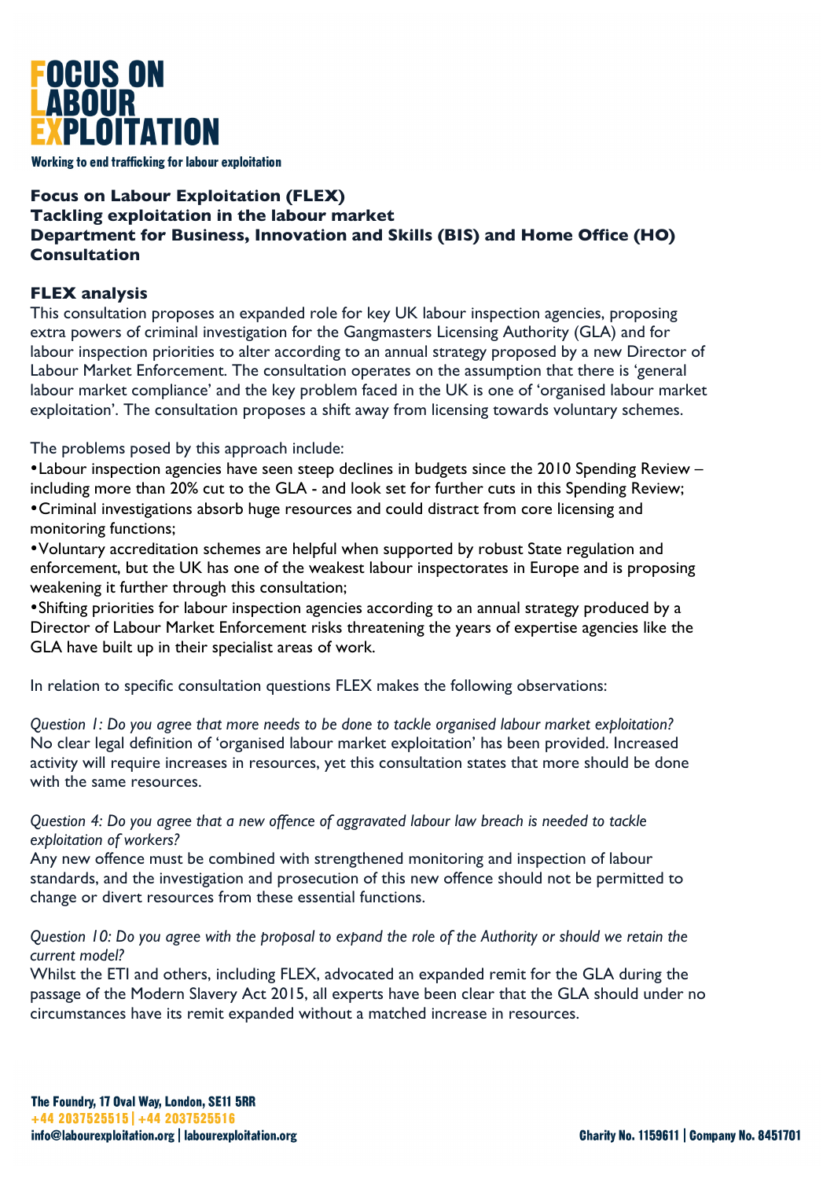# FOCUS ON LABOUR EXPLOITATION

Working to end trafficking for labour exploitation

**Focus on Labour Exploitation (FLEX)**
**Tackling exploitation in the labour market**
**Department for Business, Innovation and Skills (BIS) and Home Office (HO) Consultation**

## FLEX analysis

This consultation proposes an expanded role for key UK labour inspection agencies, proposing extra powers of criminal investigation for the Gangmasters Licensing Authority (GLA) and for labour inspection priorities to alter according to an annual strategy proposed by a new Director of Labour Market Enforcement. The consultation operates on the assumption that there is 'general labour market compliance' and the key problem faced in the UK is one of 'organised labour market exploitation'. The consultation proposes a shift away from licensing towards voluntary schemes.

The problems posed by this approach include:

- Labour inspection agencies have seen steep declines in budgets since the 2010 Spending Review – including more than 20% cut to the GLA - and look set for further cuts in this Spending Review;
- Criminal investigations absorb huge resources and could distract from core licensing and monitoring functions;
- Voluntary accreditation schemes are helpful when supported by robust State regulation and enforcement, but the UK has one of the weakest labour inspectorates in Europe and is proposing weakening it further through this consultation;
- Shifting priorities for labour inspection agencies according to an annual strategy produced by a Director of Labour Market Enforcement risks threatening the years of expertise agencies like the GLA have built up in their specialist areas of work.

In relation to specific consultation questions FLEX makes the following observations:

*Question 1: Do you agree that more needs to be done to tackle organised labour market exploitation?*
No clear legal definition of 'organised labour market exploitation' has been provided. Increased activity will require increases in resources, yet this consultation states that more should be done with the same resources.

*Question 4: Do you agree that a new offence of aggravated labour law breach is needed to tackle exploitation of workers?*
Any new offence must be combined with strengthened monitoring and inspection of labour standards, and the investigation and prosecution of this new offence should not be permitted to change or divert resources from these essential functions.

*Question 10: Do you agree with the proposal to expand the role of the Authority or should we retain the current model?*
Whilst the ETI and others, including FLEX, advocated an expanded remit for the GLA during the passage of the Modern Slavery Act 2015, all experts have been clear that the GLA should under no circumstances have its remit expanded without a matched increase in resources.

The Foundry, 17 Oval Way, London, SE11 5RR
+44 2037525515 | +44 2037525516
info@labourexploitation.org | labourexploitation.org

Charity No. 1159611 | Company No. 8451701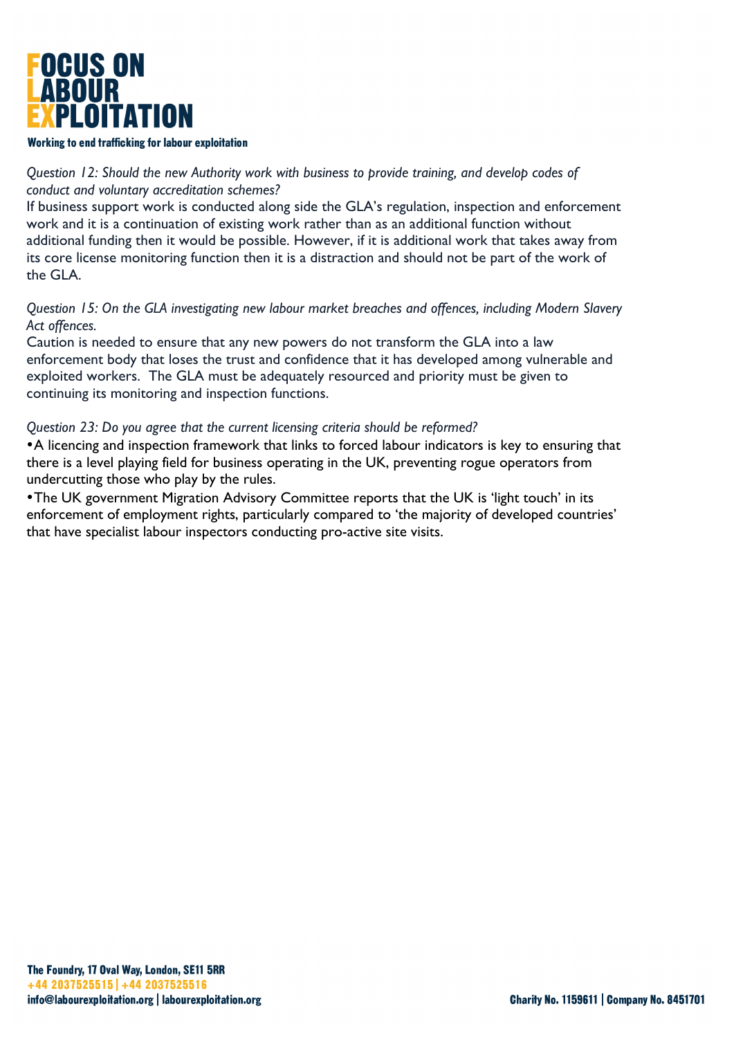*Question 12: Should the new Authority work with business to provide training, and develop codes of conduct and voluntary accreditation schemes?*

If business support work is conducted along side the GLA's regulation, inspection and enforcement work and it is a continuation of existing work rather than as an additional function without additional funding then it would be possible. However, if it is additional work that takes away from its core license monitoring function then it is a distraction and should not be part of the work of the GLA.

*Question 15: On the GLA investigating new labour market breaches and offences, including Modern Slavery Act offences.*

Caution is needed to ensure that any new powers do not transform the GLA into a law enforcement body that loses the trust and confidence that it has developed among vulnerable and exploited workers. The GLA must be adequately resourced and priority must be given to continuing its monitoring and inspection functions.

*Question 23: Do you agree that the current licensing criteria should be reformed?*

- A licencing and inspection framework that links to forced labour indicators is key to ensuring that there is a level playing field for business operating in the UK, preventing rogue operators from undercutting those who play by the rules.
- The UK government Migration Advisory Committee reports that the UK is 'light touch' in its enforcement of employment rights, particularly compared to 'the majority of developed countries' that have specialist labour inspectors conducting pro-active site visits.